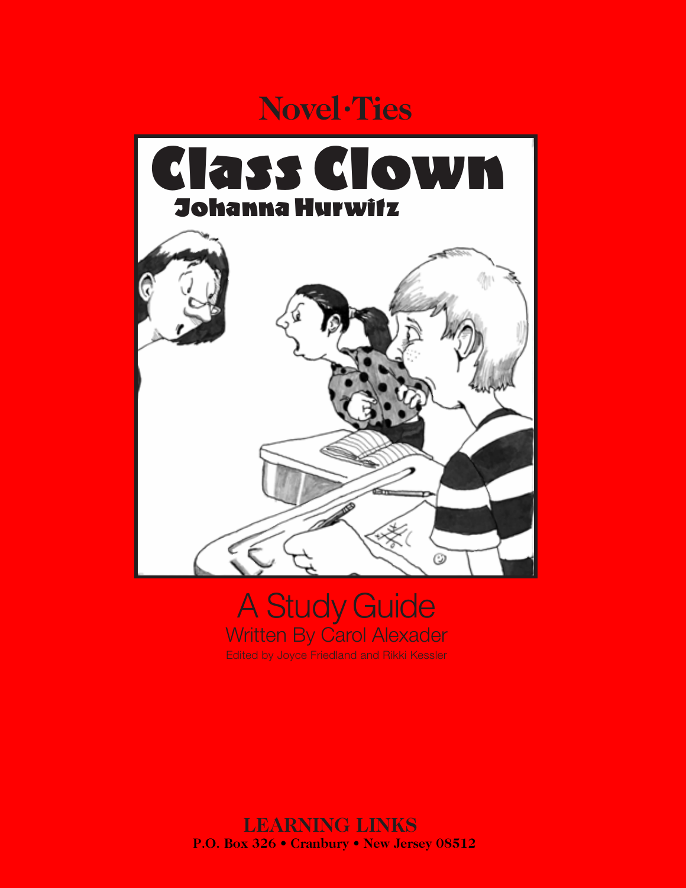# Novel·Ties

# Class Clown

## Johanna Hurwitz

## A Study Guide

Written By Carol Alexander

Edited by Joyce Friedland and Rikki Kessler

**LEARNING LINKS**

**P.O. Box 326 • Cranbury • New Jersey 08512**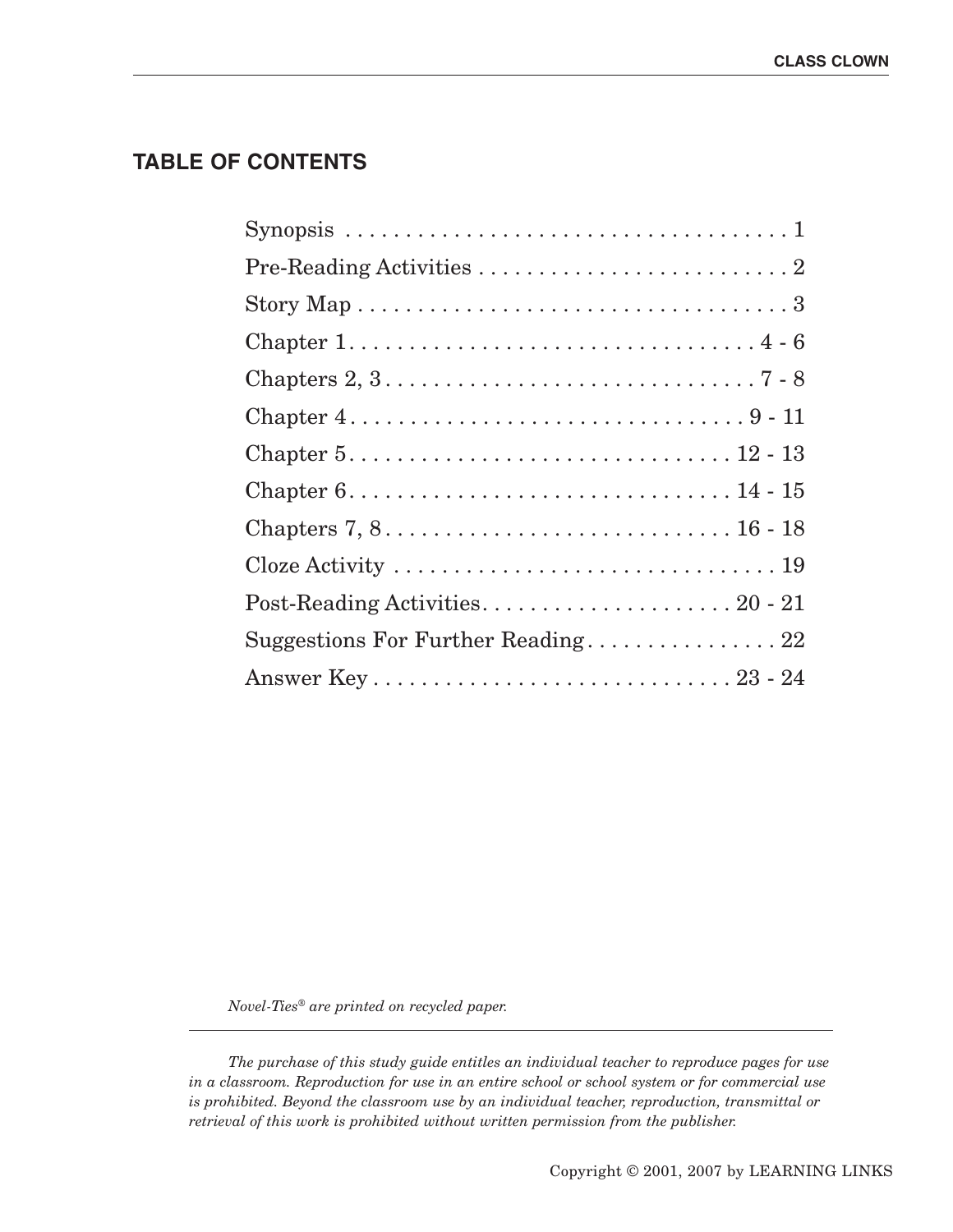## TABLE OF CONTENTS

| Section | Pages |
| --- | --- |
| Synopsis | 1 |
| Pre-Reading Activities | 2 |
| Story Map | 3 |
| Chapter 1 | 4 - 6 |
| Chapters 2, 3 | 7 - 8 |
| Chapter 4 | 9 - 11 |
| Chapter 5 | 12 - 13 |
| Chapter 6 | 14 - 15 |
| Chapters 7, 8 | 16 - 18 |
| Cloze Activity | 19 |
| Post-Reading Activities | 20 - 21 |
| Suggestions For Further Reading | 22 |
| Answer Key | 23 - 24 |

*Novel-Ties® are printed on recycled paper.*

*The purchase of this study guide entitles an individual teacher to reproduce pages for use in a classroom. Reproduction for use in an entire school or school system or for commercial use is prohibited. Beyond the classroom use by an individual teacher, reproduction, transmittal or retrieval of this work is prohibited without written permission from the publisher.*

Copyright © 2001, 2007 by LEARNING LINKS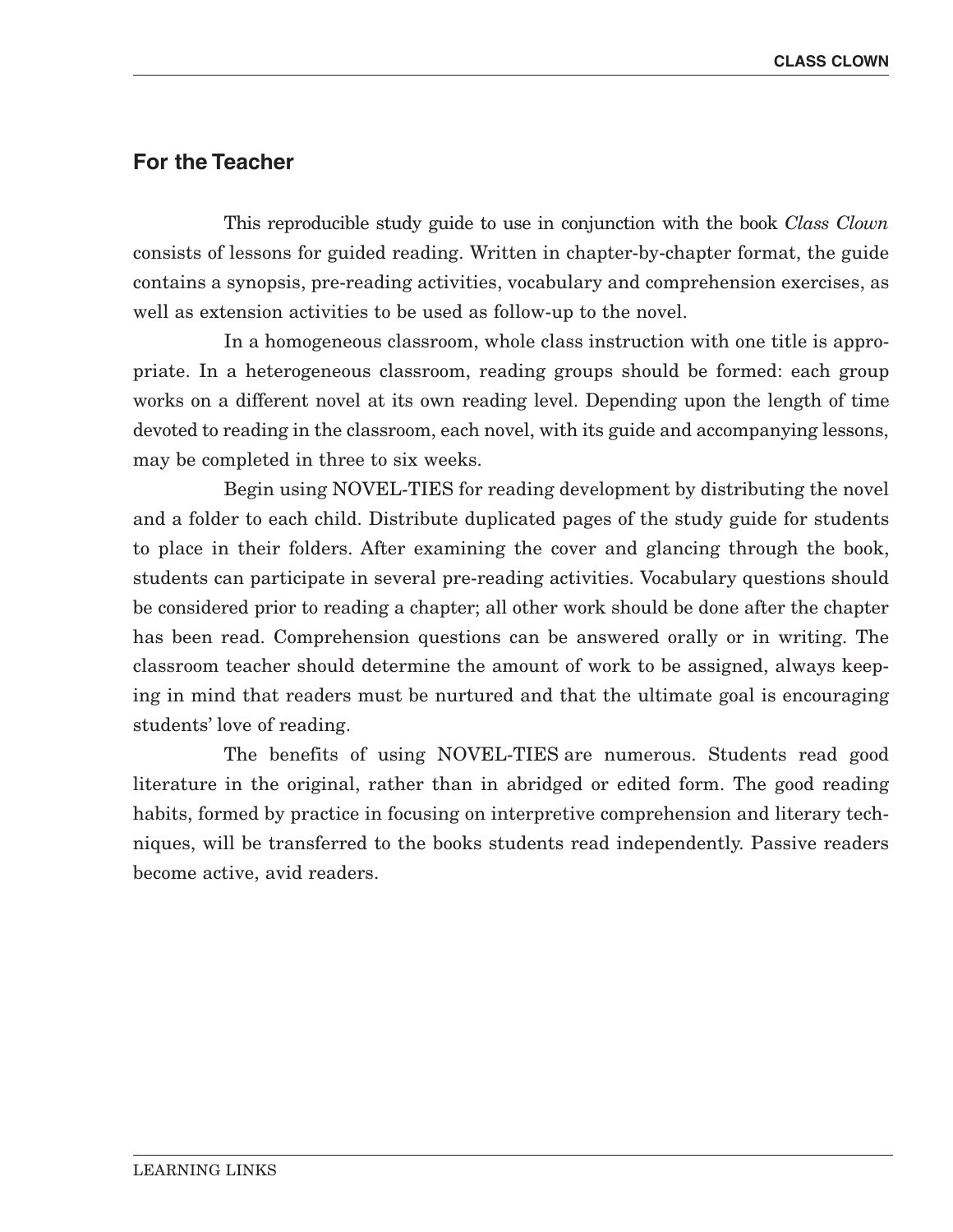## For the Teacher

This reproducible study guide to use in conjunction with the book *Class Clown* consists of lessons for guided reading. Written in chapter-by-chapter format, the guide contains a synopsis, pre-reading activities, vocabulary and comprehension exercises, as well as extension activities to be used as follow-up to the novel.

In a homogeneous classroom, whole class instruction with one title is appropriate. In a heterogeneous classroom, reading groups should be formed: each group works on a different novel at its own reading level. Depending upon the length of time devoted to reading in the classroom, each novel, with its guide and accompanying lessons, may be completed in three to six weeks.

Begin using NOVEL-TIES for reading development by distributing the novel and a folder to each child. Distribute duplicated pages of the study guide for students to place in their folders. After examining the cover and glancing through the book, students can participate in several pre-reading activities. Vocabulary questions should be considered prior to reading a chapter; all other work should be done after the chapter has been read. Comprehension questions can be answered orally or in writing. The classroom teacher should determine the amount of work to be assigned, always keeping in mind that readers must be nurtured and that the ultimate goal is encouraging students' love of reading.

The benefits of using NOVEL-TIES are numerous. Students read good literature in the original, rather than in abridged or edited form. The good reading habits, formed by practice in focusing on interpretive comprehension and literary techniques, will be transferred to the books students read independently. Passive readers become active, avid readers.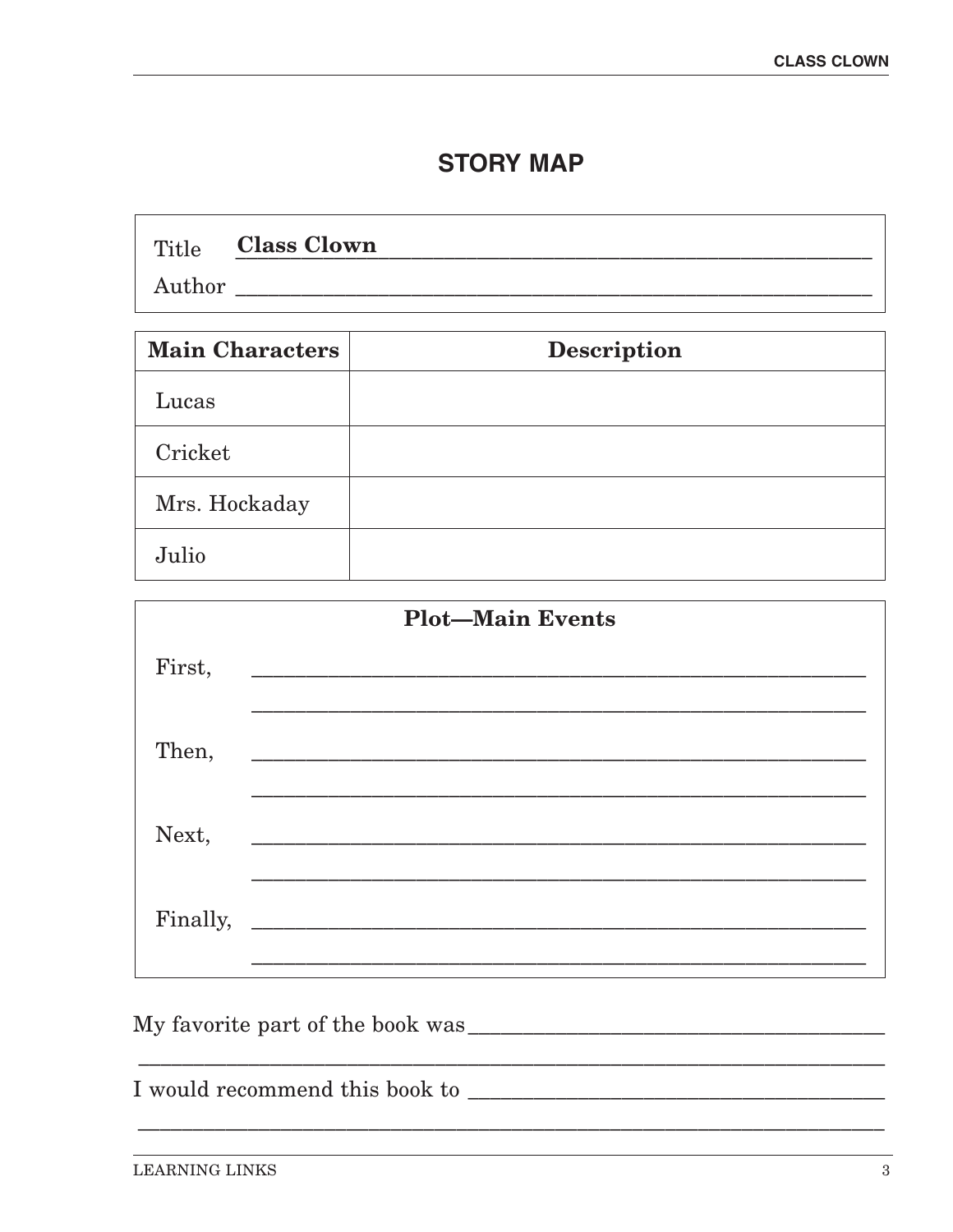## STORY MAP

Title **Class Clown** ______________________________

Author ______________________________

| Main Characters | Description |
|---|---|
| Lucas | |
| Cricket | |
| Mrs. Hockaday | |
| Julio | |

**Plot—Main Events**

First, ______________________________

______________________________

Then, ______________________________

______________________________

Next, ______________________________

______________________________

Finally, ______________________________

______________________________

My favorite part of the book was ______________________________

______________________________

I would recommend this book to ______________________________

______________________________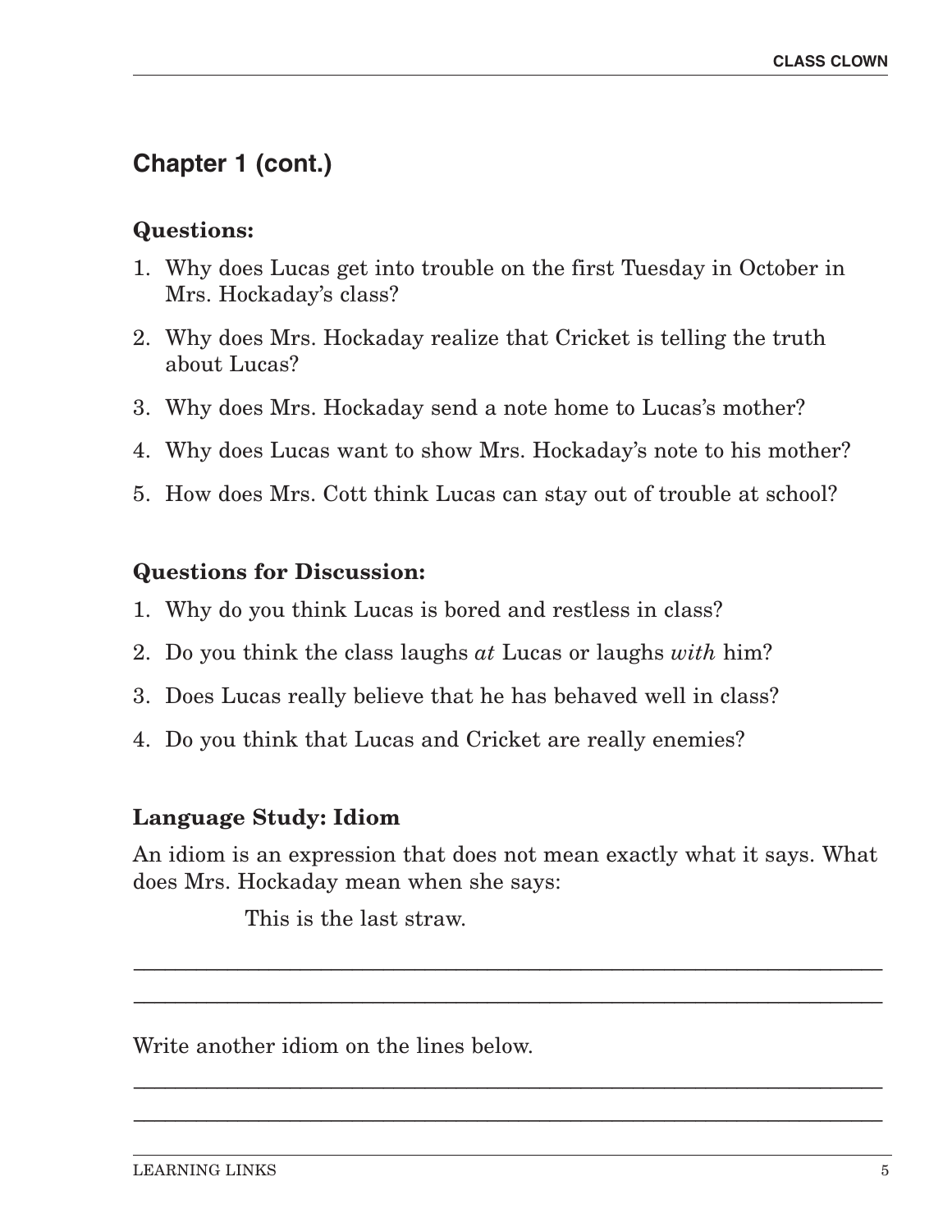## Chapter 1 (cont.)

**Questions:**

1. Why does Lucas get into trouble on the first Tuesday in October in Mrs. Hockaday's class?
2. Why does Mrs. Hockaday realize that Cricket is telling the truth about Lucas?
3. Why does Mrs. Hockaday send a note home to Lucas's mother?
4. Why does Lucas want to show Mrs. Hockaday's note to his mother?
5. How does Mrs. Cott think Lucas can stay out of trouble at school?

**Questions for Discussion:**

1. Why do you think Lucas is bored and restless in class?
2. Do you think the class laughs *at* Lucas or laughs *with* him?
3. Does Lucas really believe that he has behaved well in class?
4. Do you think that Lucas and Cricket are really enemies?

**Language Study: Idiom**

An idiom is an expression that does not mean exactly what it says. What does Mrs. Hockaday mean when she says:

This is the last straw.

_______________________________________________________________

_______________________________________________________________

Write another idiom on the lines below.

_______________________________________________________________

_______________________________________________________________